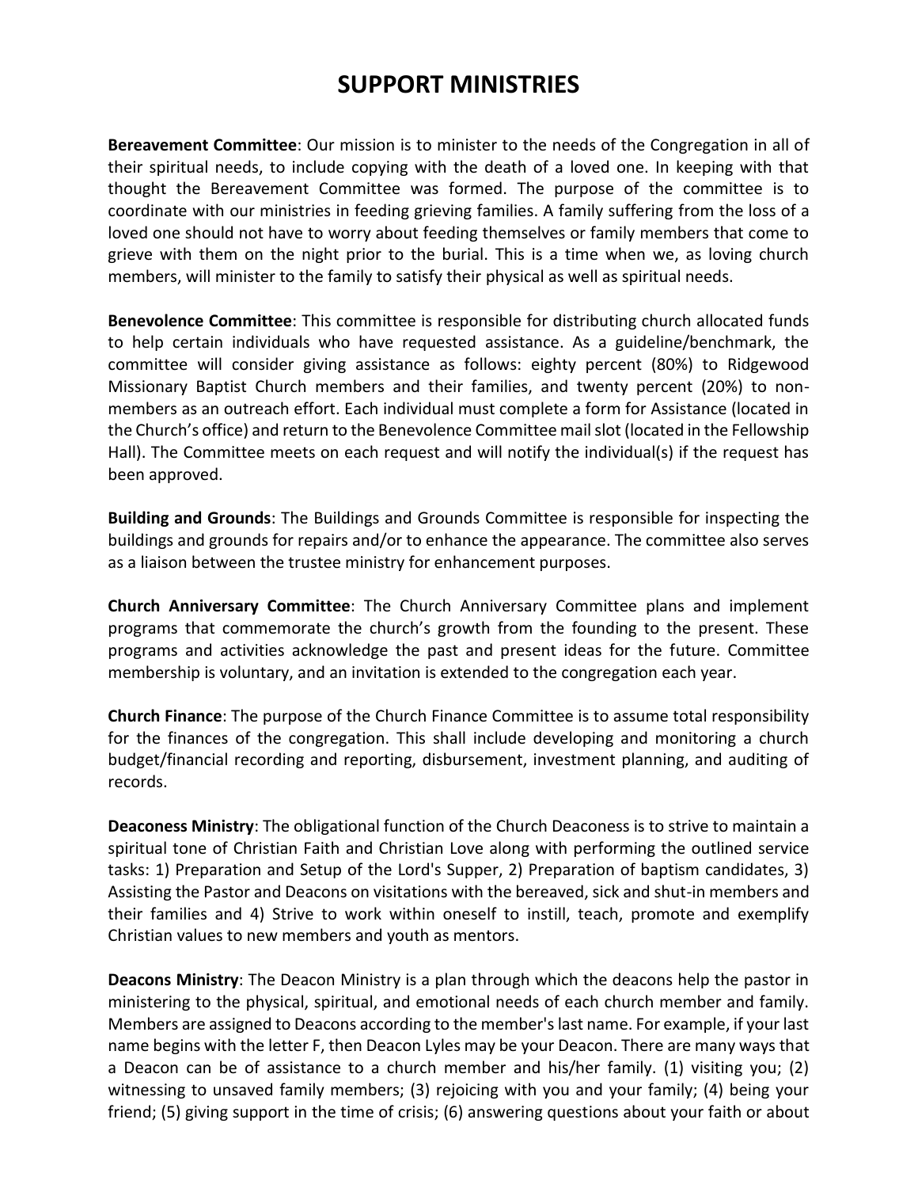# SUPPORT MINISTRIES

**Bereavement Committee**: Our mission is to minister to the needs of the Congregation in all of their spiritual needs, to include copying with the death of a loved one. In keeping with that thought the Bereavement Committee was formed. The purpose of the committee is to coordinate with our ministries in feeding grieving families. A family suffering from the loss of a loved one should not have to worry about feeding themselves or family members that come to grieve with them on the night prior to the burial. This is a time when we, as loving church members, will minister to the family to satisfy their physical as well as spiritual needs.

**Benevolence Committee**: This committee is responsible for distributing church allocated funds to help certain individuals who have requested assistance. As a guideline/benchmark, the committee will consider giving assistance as follows: eighty percent (80%) to Ridgewood Missionary Baptist Church members and their families, and twenty percent (20%) to non-members as an outreach effort. Each individual must complete a form for Assistance (located in the Church's office) and return to the Benevolence Committee mail slot (located in the Fellowship Hall). The Committee meets on each request and will notify the individual(s) if the request has been approved.

**Building and Grounds**: The Buildings and Grounds Committee is responsible for inspecting the buildings and grounds for repairs and/or to enhance the appearance. The committee also serves as a liaison between the trustee ministry for enhancement purposes.

**Church Anniversary Committee**: The Church Anniversary Committee plans and implement programs that commemorate the church's growth from the founding to the present. These programs and activities acknowledge the past and present ideas for the future. Committee membership is voluntary, and an invitation is extended to the congregation each year.

**Church Finance**: The purpose of the Church Finance Committee is to assume total responsibility for the finances of the congregation. This shall include developing and monitoring a church budget/financial recording and reporting, disbursement, investment planning, and auditing of records.

**Deaconess Ministry**: The obligational function of the Church Deaconess is to strive to maintain a spiritual tone of Christian Faith and Christian Love along with performing the outlined service tasks: 1) Preparation and Setup of the Lord's Supper, 2) Preparation of baptism candidates, 3) Assisting the Pastor and Deacons on visitations with the bereaved, sick and shut-in members and their families and 4) Strive to work within oneself to instill, teach, promote and exemplify Christian values to new members and youth as mentors.

**Deacons Ministry**: The Deacon Ministry is a plan through which the deacons help the pastor in ministering to the physical, spiritual, and emotional needs of each church member and family. Members are assigned to Deacons according to the member's last name. For example, if your last name begins with the letter F, then Deacon Lyles may be your Deacon. There are many ways that a Deacon can be of assistance to a church member and his/her family. (1) visiting you; (2) witnessing to unsaved family members; (3) rejoicing with you and your family; (4) being your friend; (5) giving support in the time of crisis; (6) answering questions about your faith or about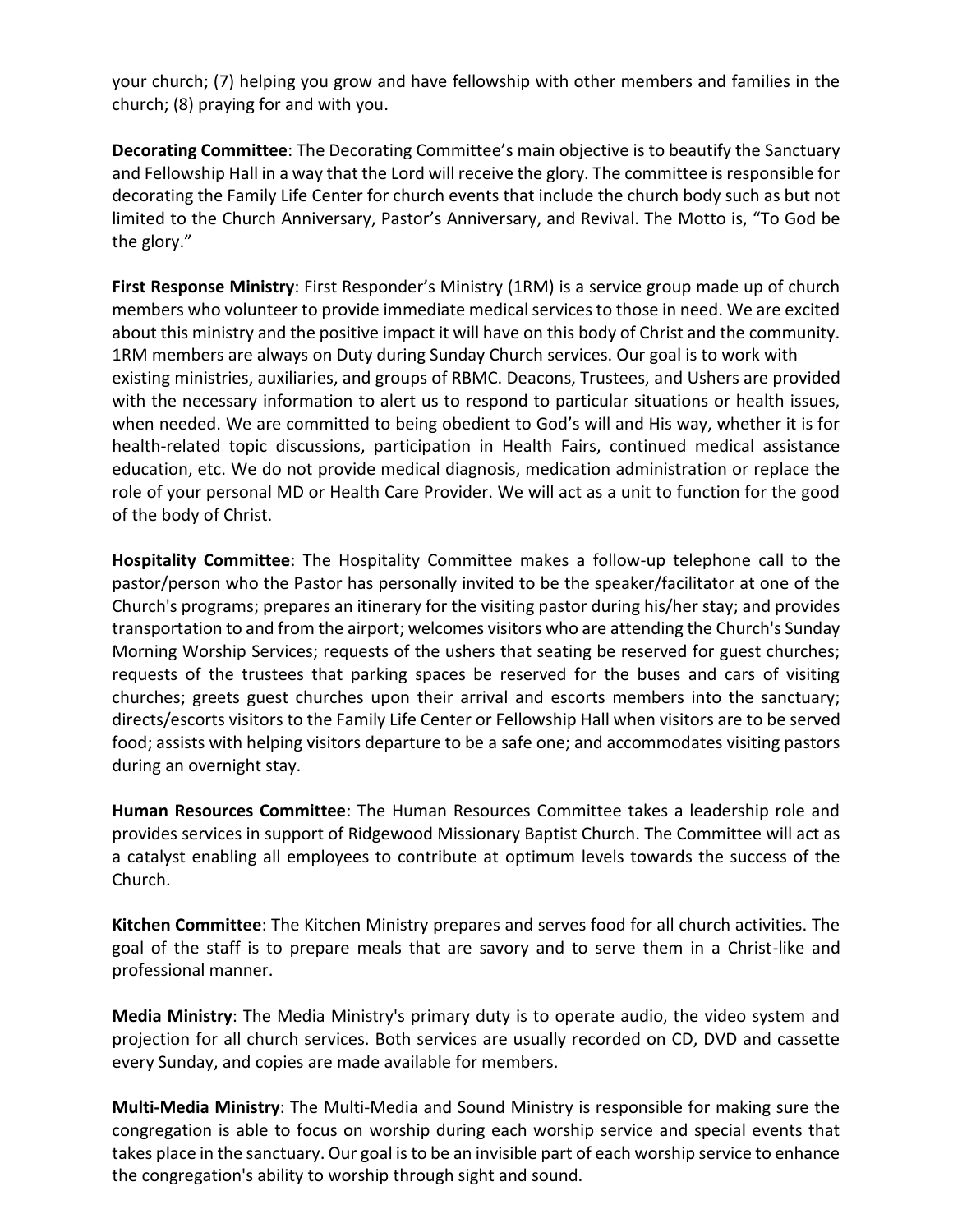your church; (7) helping you grow and have fellowship with other members and families in the church; (8) praying for and with you.

**Decorating Committee**: The Decorating Committee's main objective is to beautify the Sanctuary and Fellowship Hall in a way that the Lord will receive the glory. The committee is responsible for decorating the Family Life Center for church events that include the church body such as but not limited to the Church Anniversary, Pastor's Anniversary, and Revival. The Motto is, "To God be the glory."

**First Response Ministry**: First Responder's Ministry (1RM) is a service group made up of church members who volunteer to provide immediate medical services to those in need. We are excited about this ministry and the positive impact it will have on this body of Christ and the community. 1RM members are always on Duty during Sunday Church services. Our goal is to work with existing ministries, auxiliaries, and groups of RBMC. Deacons, Trustees, and Ushers are provided with the necessary information to alert us to respond to particular situations or health issues, when needed. We are committed to being obedient to God's will and His way, whether it is for health-related topic discussions, participation in Health Fairs, continued medical assistance education, etc. We do not provide medical diagnosis, medication administration or replace the role of your personal MD or Health Care Provider. We will act as a unit to function for the good of the body of Christ.

**Hospitality Committee**: The Hospitality Committee makes a follow-up telephone call to the pastor/person who the Pastor has personally invited to be the speaker/facilitator at one of the Church's programs; prepares an itinerary for the visiting pastor during his/her stay; and provides transportation to and from the airport; welcomes visitors who are attending the Church's Sunday Morning Worship Services; requests of the ushers that seating be reserved for guest churches; requests of the trustees that parking spaces be reserved for the buses and cars of visiting churches; greets guest churches upon their arrival and escorts members into the sanctuary; directs/escorts visitors to the Family Life Center or Fellowship Hall when visitors are to be served food; assists with helping visitors departure to be a safe one; and accommodates visiting pastors during an overnight stay.

**Human Resources Committee**: The Human Resources Committee takes a leadership role and provides services in support of Ridgewood Missionary Baptist Church. The Committee will act as a catalyst enabling all employees to contribute at optimum levels towards the success of the Church.

**Kitchen Committee**: The Kitchen Ministry prepares and serves food for all church activities. The goal of the staff is to prepare meals that are savory and to serve them in a Christ-like and professional manner.

**Media Ministry**: The Media Ministry's primary duty is to operate audio, the video system and projection for all church services. Both services are usually recorded on CD, DVD and cassette every Sunday, and copies are made available for members.

**Multi-Media Ministry**: The Multi-Media and Sound Ministry is responsible for making sure the congregation is able to focus on worship during each worship service and special events that takes place in the sanctuary. Our goal is to be an invisible part of each worship service to enhance the congregation's ability to worship through sight and sound.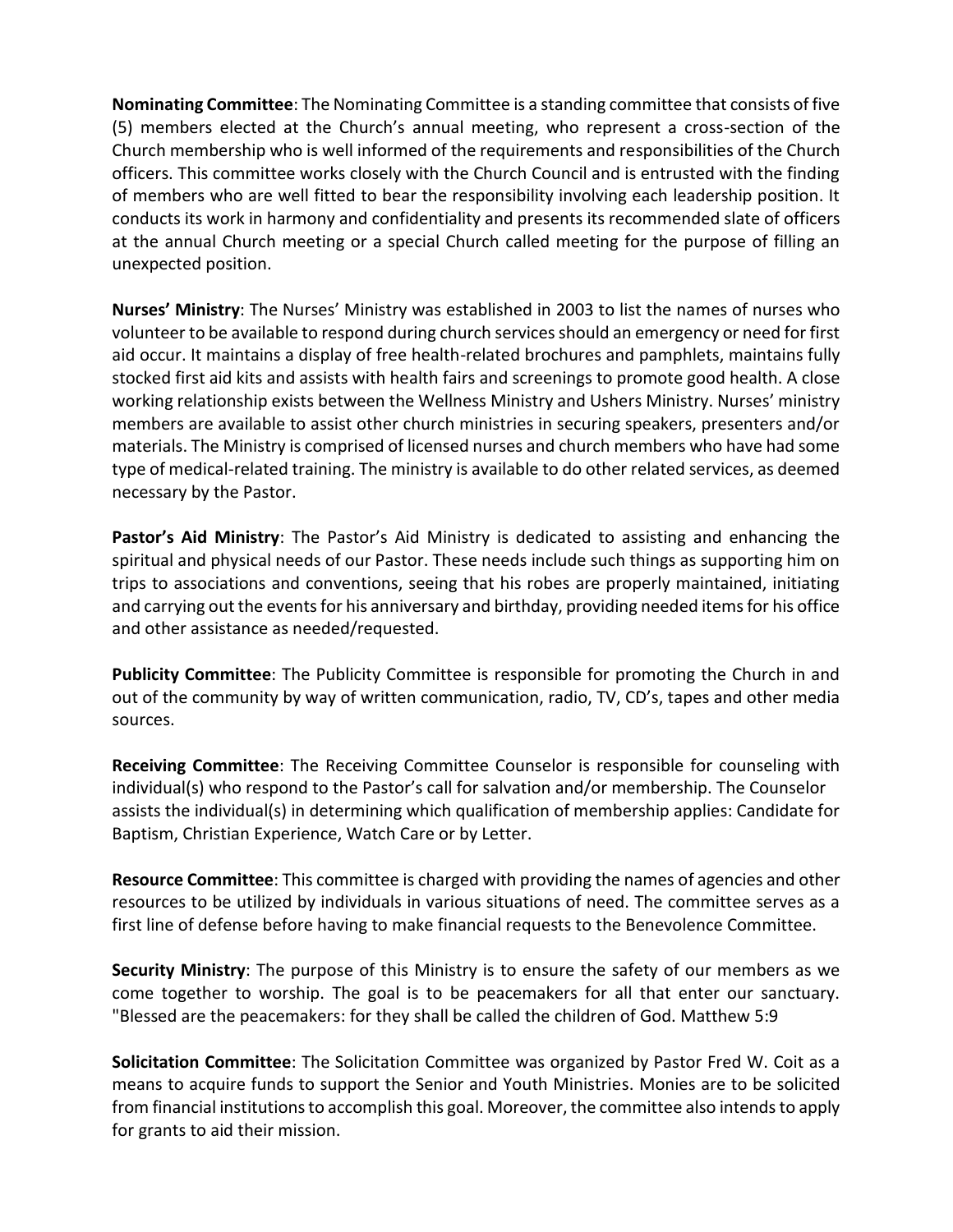**Nominating Committee**: The Nominating Committee is a standing committee that consists of five (5) members elected at the Church's annual meeting, who represent a cross-section of the Church membership who is well informed of the requirements and responsibilities of the Church officers. This committee works closely with the Church Council and is entrusted with the finding of members who are well fitted to bear the responsibility involving each leadership position. It conducts its work in harmony and confidentiality and presents its recommended slate of officers at the annual Church meeting or a special Church called meeting for the purpose of filling an unexpected position.

**Nurses' Ministry**: The Nurses' Ministry was established in 2003 to list the names of nurses who volunteer to be available to respond during church services should an emergency or need for first aid occur. It maintains a display of free health-related brochures and pamphlets, maintains fully stocked first aid kits and assists with health fairs and screenings to promote good health. A close working relationship exists between the Wellness Ministry and Ushers Ministry. Nurses' ministry members are available to assist other church ministries in securing speakers, presenters and/or materials. The Ministry is comprised of licensed nurses and church members who have had some type of medical-related training. The ministry is available to do other related services, as deemed necessary by the Pastor.

**Pastor's Aid Ministry**: The Pastor's Aid Ministry is dedicated to assisting and enhancing the spiritual and physical needs of our Pastor. These needs include such things as supporting him on trips to associations and conventions, seeing that his robes are properly maintained, initiating and carrying out the events for his anniversary and birthday, providing needed items for his office and other assistance as needed/requested.

**Publicity Committee**: The Publicity Committee is responsible for promoting the Church in and out of the community by way of written communication, radio, TV, CD's, tapes and other media sources.

**Receiving Committee**: The Receiving Committee Counselor is responsible for counseling with individual(s) who respond to the Pastor's call for salvation and/or membership. The Counselor assists the individual(s) in determining which qualification of membership applies: Candidate for Baptism, Christian Experience, Watch Care or by Letter.

**Resource Committee**: This committee is charged with providing the names of agencies and other resources to be utilized by individuals in various situations of need. The committee serves as a first line of defense before having to make financial requests to the Benevolence Committee.

**Security Ministry**: The purpose of this Ministry is to ensure the safety of our members as we come together to worship. The goal is to be peacemakers for all that enter our sanctuary. "Blessed are the peacemakers: for they shall be called the children of God. Matthew 5:9

**Solicitation Committee**: The Solicitation Committee was organized by Pastor Fred W. Coit as a means to acquire funds to support the Senior and Youth Ministries. Monies are to be solicited from financial institutions to accomplish this goal. Moreover, the committee also intends to apply for grants to aid their mission.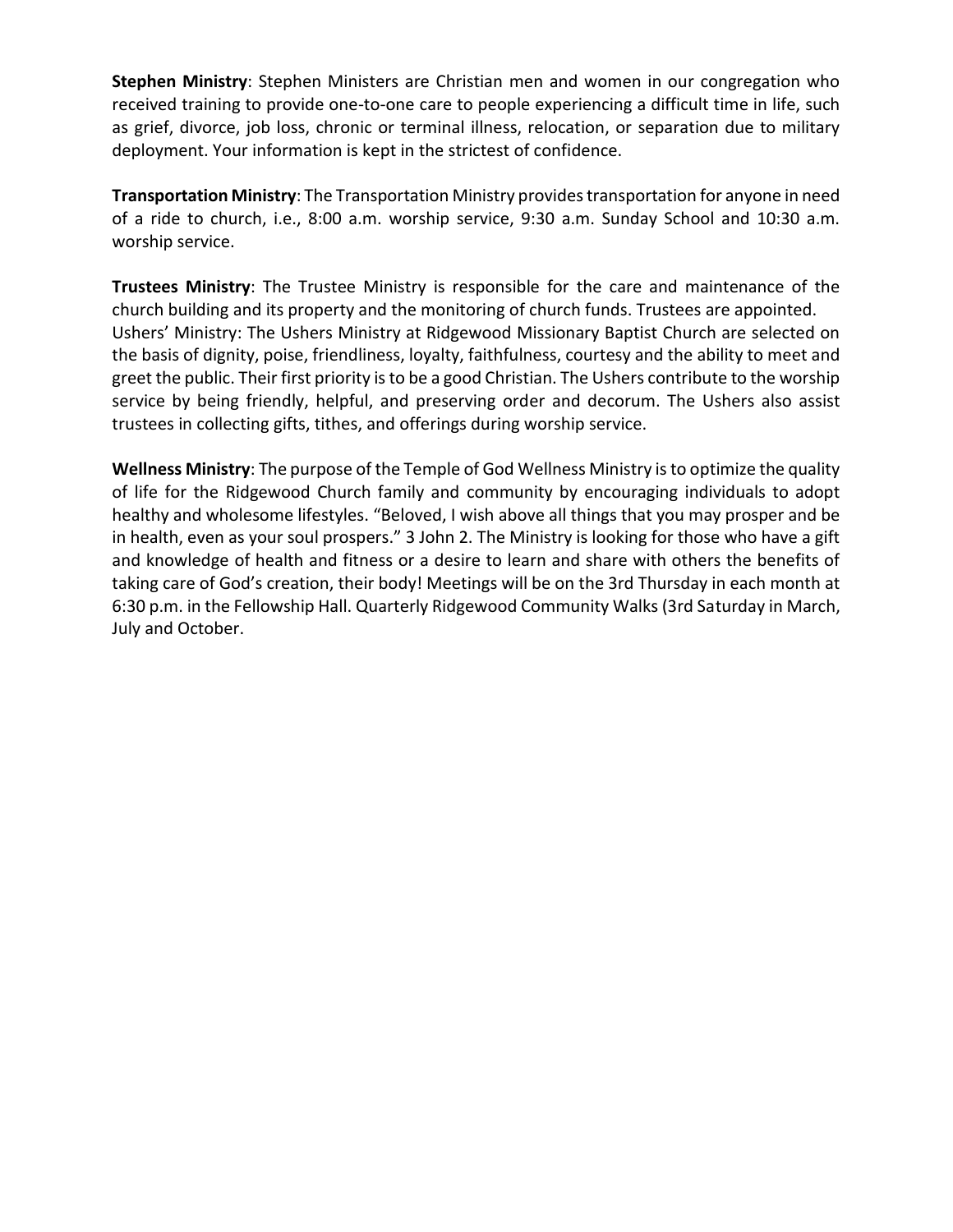**Stephen Ministry**: Stephen Ministers are Christian men and women in our congregation who received training to provide one-to-one care to people experiencing a difficult time in life, such as grief, divorce, job loss, chronic or terminal illness, relocation, or separation due to military deployment. Your information is kept in the strictest of confidence.

**Transportation Ministry**: The Transportation Ministry provides transportation for anyone in need of a ride to church, i.e., 8:00 a.m. worship service, 9:30 a.m. Sunday School and 10:30 a.m. worship service.

**Trustees Ministry**: The Trustee Ministry is responsible for the care and maintenance of the church building and its property and the monitoring of church funds. Trustees are appointed.
Ushers' Ministry: The Ushers Ministry at Ridgewood Missionary Baptist Church are selected on the basis of dignity, poise, friendliness, loyalty, faithfulness, courtesy and the ability to meet and greet the public. Their first priority is to be a good Christian. The Ushers contribute to the worship service by being friendly, helpful, and preserving order and decorum. The Ushers also assist trustees in collecting gifts, tithes, and offerings during worship service.

**Wellness Ministry**: The purpose of the Temple of God Wellness Ministry is to optimize the quality of life for the Ridgewood Church family and community by encouraging individuals to adopt healthy and wholesome lifestyles. "Beloved, I wish above all things that you may prosper and be in health, even as your soul prospers." 3 John 2. The Ministry is looking for those who have a gift and knowledge of health and fitness or a desire to learn and share with others the benefits of taking care of God's creation, their body! Meetings will be on the 3rd Thursday in each month at 6:30 p.m. in the Fellowship Hall. Quarterly Ridgewood Community Walks (3rd Saturday in March, July and October.